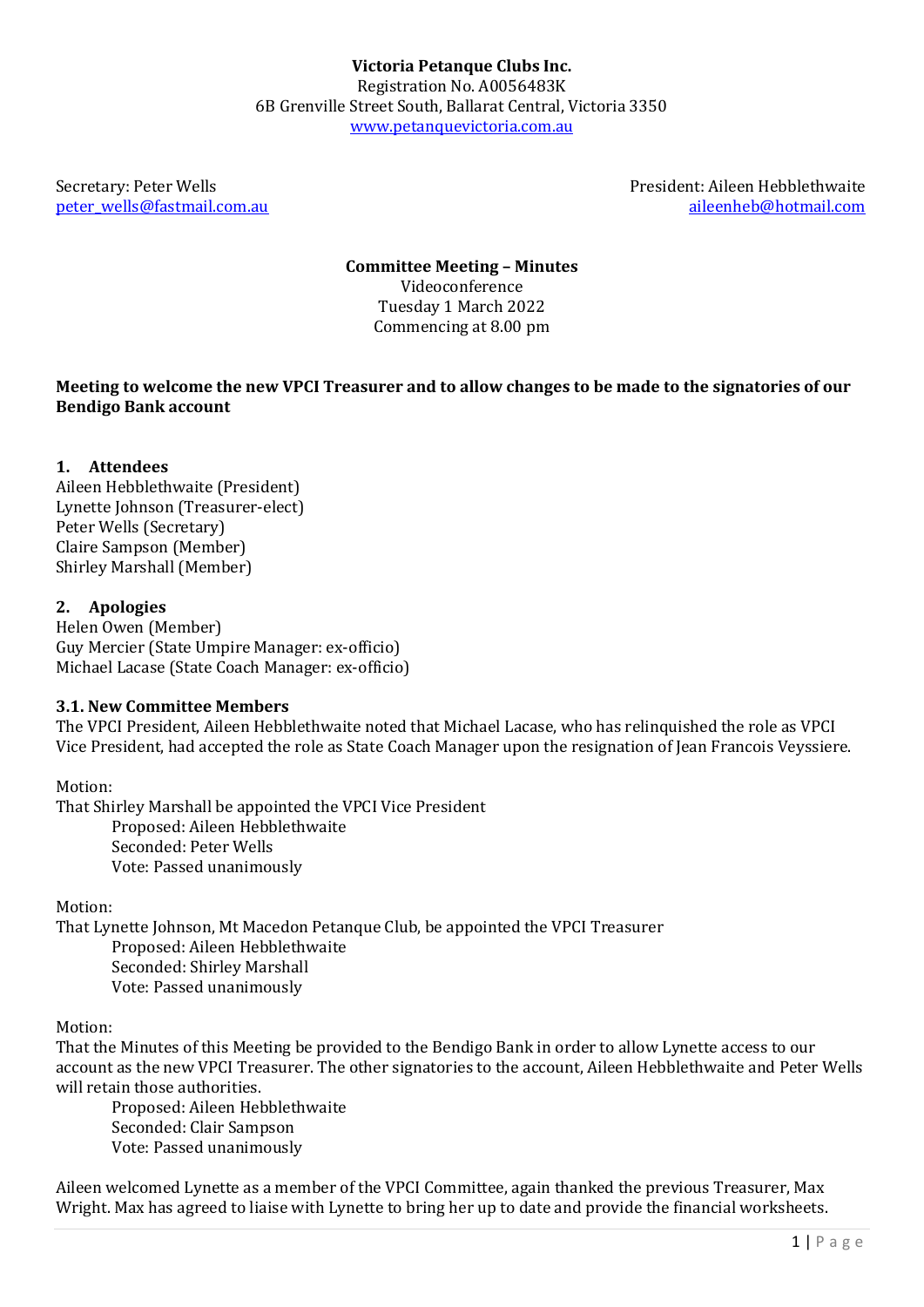**Victoria Petanque Clubs Inc.**
Registration No. A0056483K
6B Grenville Street South, Ballarat Central, Victoria 3350
www.petanquevictoria.com.au

Secretary: Peter Wells
peter_wells@fastmail.com.au

President: Aileen Hebblethwaite
aileenheb@hotmail.com

**Committee Meeting – Minutes**
Videoconference
Tuesday 1 March 2022
Commencing at 8.00 pm

**Meeting to welcome the new VPCI Treasurer and to allow changes to be made to the signatories of our Bendigo Bank account**

## 1. Attendees

Aileen Hebblethwaite (President)
Lynette Johnson (Treasurer-elect)
Peter Wells (Secretary)
Claire Sampson (Member)
Shirley Marshall (Member)

## 2. Apologies

Helen Owen (Member)
Guy Mercier (State Umpire Manager: ex-officio)
Michael Lacase (State Coach Manager: ex-officio)

### 3.1. New Committee Members

The VPCI President, Aileen Hebblethwaite noted that Michael Lacase, who has relinquished the role as VPCI Vice President, had accepted the role as State Coach Manager upon the resignation of Jean Francois Veyssiere.

Motion:
That Shirley Marshall be appointed the VPCI Vice President
 Proposed: Aileen Hebblethwaite
 Seconded: Peter Wells
 Vote: Passed unanimously

Motion:
That Lynette Johnson, Mt Macedon Petanque Club, be appointed the VPCI Treasurer
 Proposed: Aileen Hebblethwaite
 Seconded: Shirley Marshall
 Vote: Passed unanimously

Motion:
That the Minutes of this Meeting be provided to the Bendigo Bank in order to allow Lynette access to our account as the new VPCI Treasurer. The other signatories to the account, Aileen Hebblethwaite and Peter Wells will retain those authorities.
 Proposed: Aileen Hebblethwaite
 Seconded: Clair Sampson
 Vote: Passed unanimously

Aileen welcomed Lynette as a member of the VPCI Committee, again thanked the previous Treasurer, Max Wright. Max has agreed to liaise with Lynette to bring her up to date and provide the financial worksheets.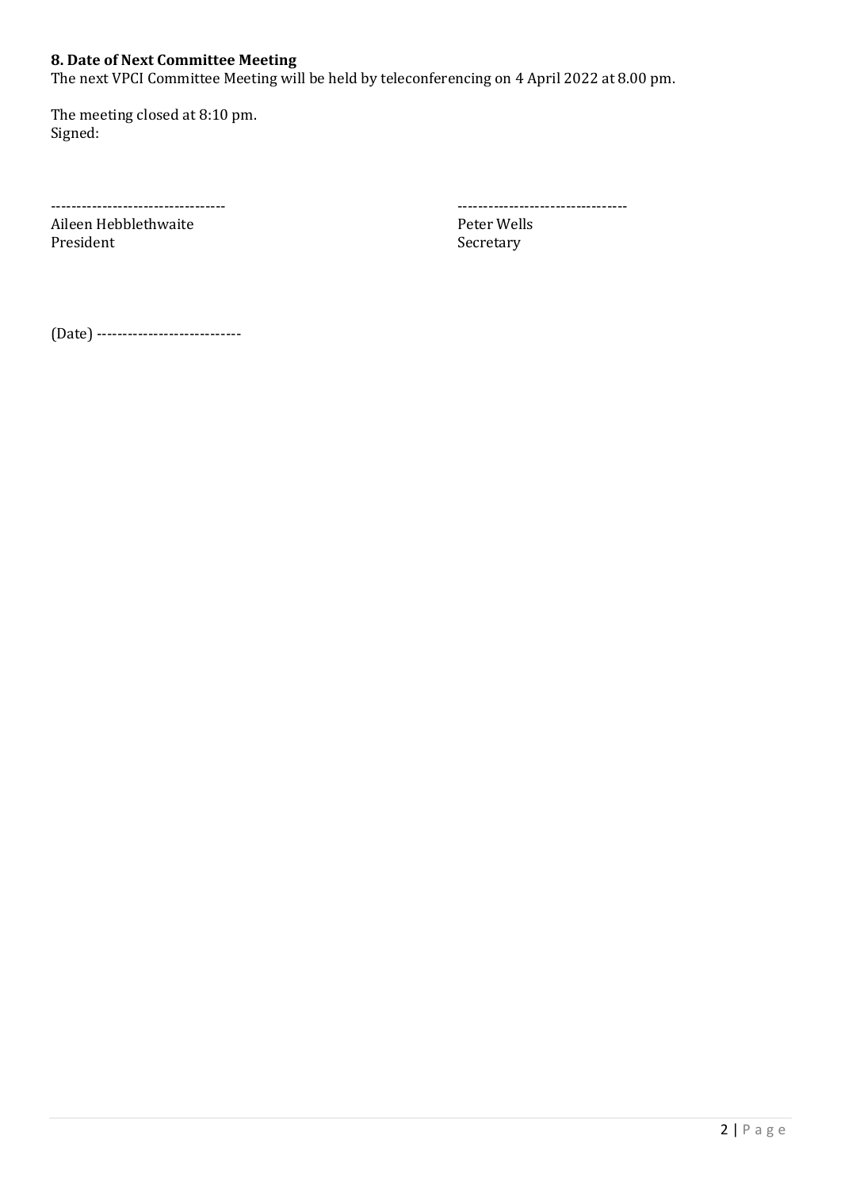**8. Date of Next Committee Meeting**

The next VPCI Committee Meeting will be held by teleconferencing on 4 April 2022 at 8.00 pm.

The meeting closed at 8:10 pm.

Signed:

| | |
|---|---|
| --------------------------------- | -------------------------------- |
| Aileen Hebblethwaite | Peter Wells |
| President | Secretary |

(Date) ---------------------------